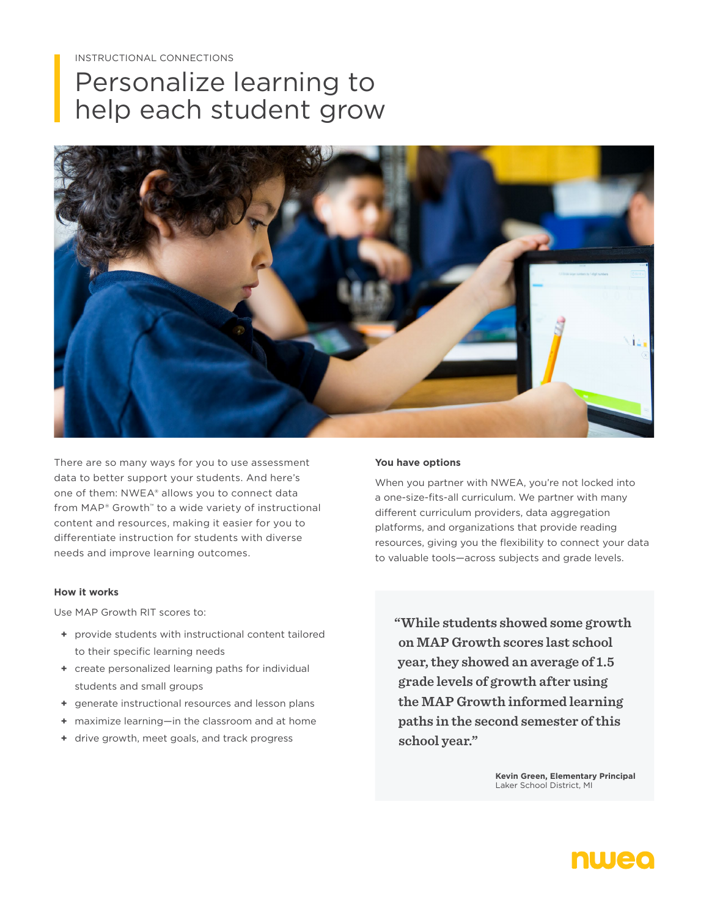INSTRUCTIONAL CONNECTIONS

# Personalize learning to help each student grow

There are so many ways for you to use assessment data to better support your students. And here's one of them: NWEA® allows you to connect data from MAP® Growth™ to a wide variety of instructional content and resources, making it easier for you to differentiate instruction for students with diverse needs and improve learning outcomes.

**How it works**

Use MAP Growth RIT scores to:

+ provide students with instructional content tailored to their specific learning needs
+ create personalized learning paths for individual students and small groups
+ generate instructional resources and lesson plans
+ maximize learning—in the classroom and at home
+ drive growth, meet goals, and track progress

**You have options**

When you partner with NWEA, you're not locked into a one-size-fits-all curriculum. We partner with many different curriculum providers, data aggregation platforms, and organizations that provide reading resources, giving you the flexibility to connect your data to valuable tools—across subjects and grade levels.

> "While students showed some growth on MAP Growth scores last school year, they showed an average of 1.5 grade levels of growth after using the MAP Growth informed learning paths in the second semester of this school year."
>
> **Kevin Green, Elementary Principal**
> Laker School District, MI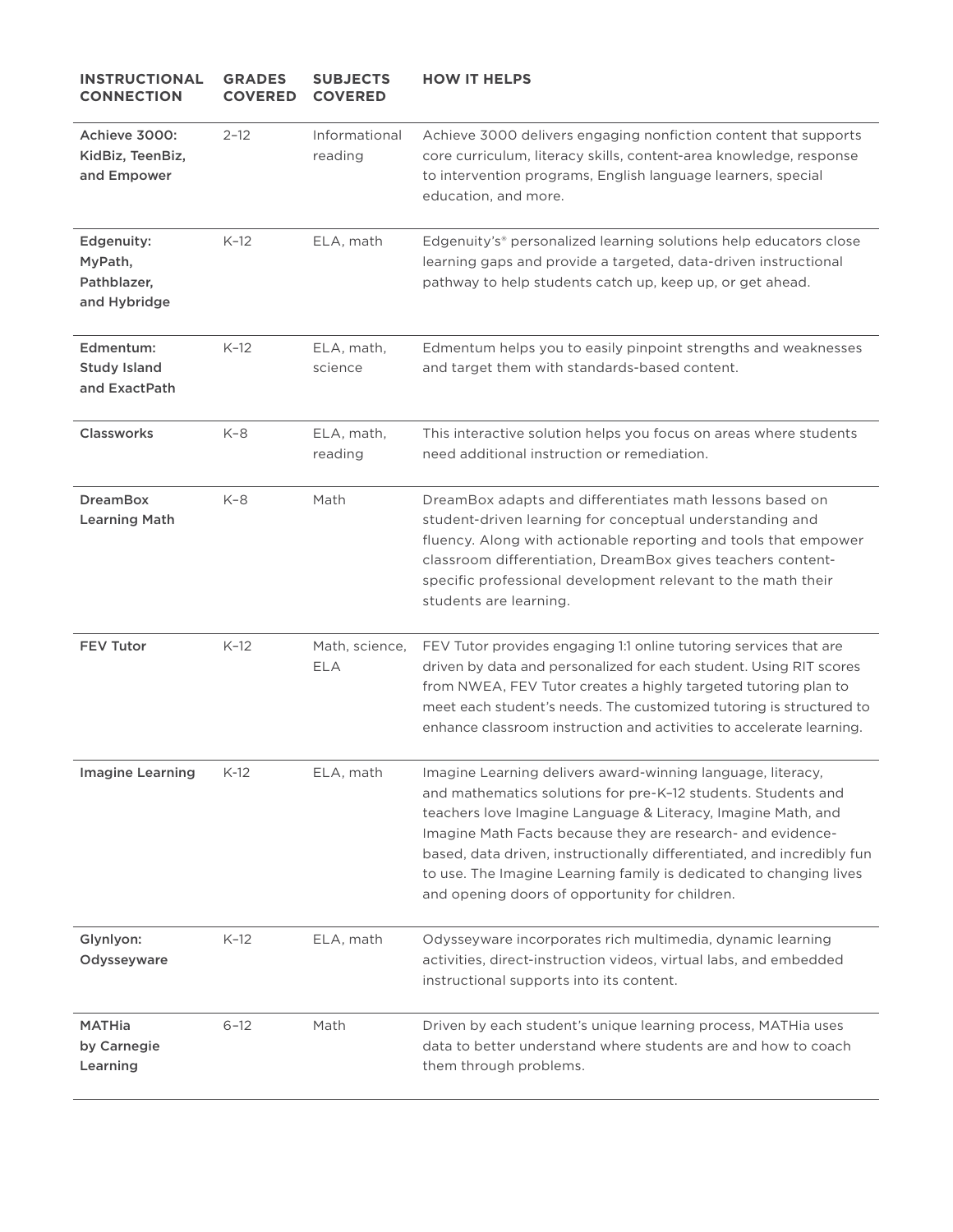| INSTRUCTIONAL CONNECTION | GRADES COVERED | SUBJECTS COVERED | HOW IT HELPS |
|---|---|---|---|
| Achieve 3000: KidBiz, TeenBiz, and Empower | 2–12 | Informational reading | Achieve 3000 delivers engaging nonfiction content that supports core curriculum, literacy skills, content-area knowledge, response to intervention programs, English language learners, special education, and more. |
| Edgenuity: MyPath, Pathblazer, and Hybridge | K–12 | ELA, math | Edgenuity's® personalized learning solutions help educators close learning gaps and provide a targeted, data-driven instructional pathway to help students catch up, keep up, or get ahead. |
| Edmentum: Study Island and ExactPath | K–12 | ELA, math, science | Edmentum helps you to easily pinpoint strengths and weaknesses and target them with standards-based content. |
| Classworks | K–8 | ELA, math, reading | This interactive solution helps you focus on areas where students need additional instruction or remediation. |
| DreamBox Learning Math | K–8 | Math | DreamBox adapts and differentiates math lessons based on student-driven learning for conceptual understanding and fluency. Along with actionable reporting and tools that empower classroom differentiation, DreamBox gives teachers content-specific professional development relevant to the math their students are learning. |
| FEV Tutor | K–12 | Math, science, ELA | FEV Tutor provides engaging 1:1 online tutoring services that are driven by data and personalized for each student. Using RIT scores from NWEA, FEV Tutor creates a highly targeted tutoring plan to meet each student's needs. The customized tutoring is structured to enhance classroom instruction and activities to accelerate learning. |
| Imagine Learning | K-12 | ELA, math | Imagine Learning delivers award-winning language, literacy, and mathematics solutions for pre-K–12 students. Students and teachers love Imagine Language & Literacy, Imagine Math, and Imagine Math Facts because they are research- and evidence-based, data driven, instructionally differentiated, and incredibly fun to use. The Imagine Learning family is dedicated to changing lives and opening doors of opportunity for children. |
| Glynlyon: Odysseyware | K–12 | ELA, math | Odysseyware incorporates rich multimedia, dynamic learning activities, direct-instruction videos, virtual labs, and embedded instructional supports into its content. |
| MATHia by Carnegie Learning | 6–12 | Math | Driven by each student's unique learning process, MATHia uses data to better understand where students are and how to coach them through problems. |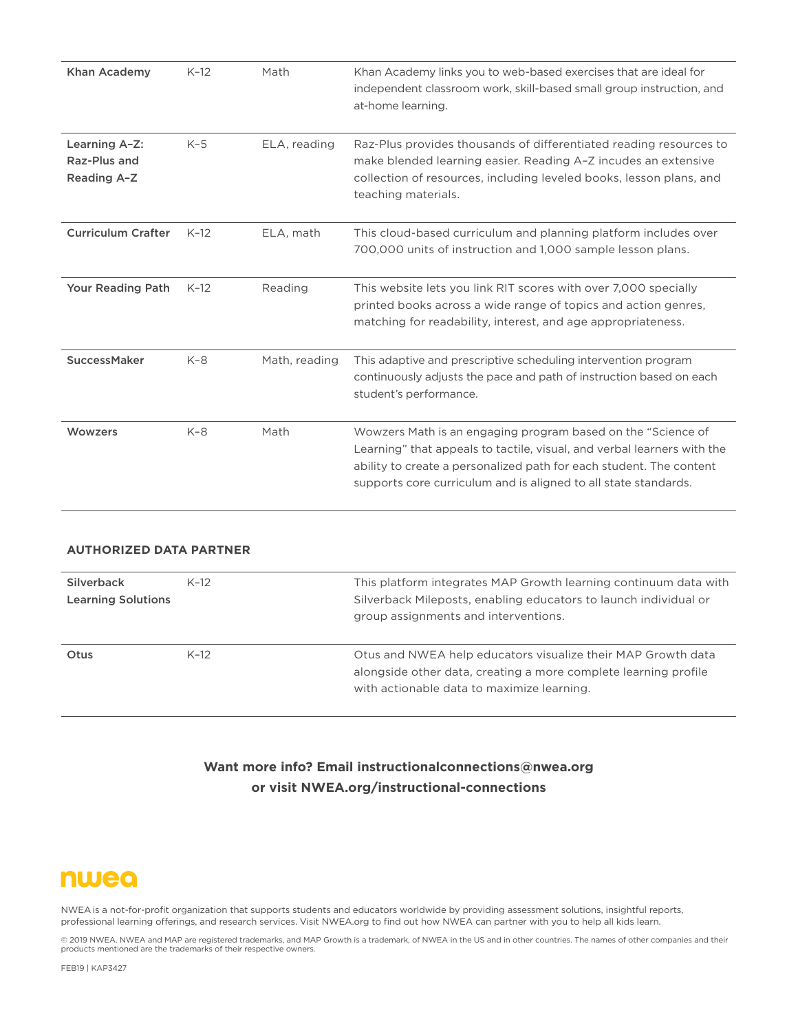| | | | |
|---|---|---|---|
| **Khan Academy** | K–12 | Math | Khan Academy links you to web-based exercises that are ideal for independent classroom work, skill-based small group instruction, and at-home learning. |
| **Learning A–Z: Raz-Plus and Reading A–Z** | K–5 | ELA, reading | Raz-Plus provides thousands of differentiated reading resources to make blended learning easier. Reading A–Z incudes an extensive collection of resources, including leveled books, lesson plans, and teaching materials. |
| **Curriculum Crafter** | K–12 | ELA, math | This cloud-based curriculum and planning platform includes over 700,000 units of instruction and 1,000 sample lesson plans. |
| **Your Reading Path** | K–12 | Reading | This website lets you link RIT scores with over 7,000 specially printed books across a wide range of topics and action genres, matching for readability, interest, and age appropriateness. |
| **SuccessMaker** | K–8 | Math, reading | This adaptive and prescriptive scheduling intervention program continuously adjusts the pace and path of instruction based on each student's performance. |
| **Wowzers** | K–8 | Math | Wowzers Math is an engaging program based on the "Science of Learning" that appeals to tactile, visual, and verbal learners with the ability to create a personalized path for each student. The content supports core curriculum and is aligned to all state standards. |

## AUTHORIZED DATA PARTNER

| | | |
|---|---|---|
| **Silverback Learning Solutions** | K–12 | This platform integrates MAP Growth learning continuum data with Silverback Mileposts, enabling educators to launch individual or group assignments and interventions. |
| **Otus** | K–12 | Otus and NWEA help educators visualize their MAP Growth data alongside other data, creating a more complete learning profile with actionable data to maximize learning. |

**Want more info? Email instructionalconnections@nwea.org or visit NWEA.org/instructional-connections**

nwea

NWEA is a not-for-profit organization that supports students and educators worldwide by providing assessment solutions, insightful reports, professional learning offerings, and research services. Visit NWEA.org to find out how NWEA can partner with you to help all kids learn.

© 2019 NWEA. NWEA and MAP are registered trademarks, and MAP Growth is a trademark, of NWEA in the US and in other countries. The names of other companies and their products mentioned are the trademarks of their respective owners.

FEB19 | KAP3427